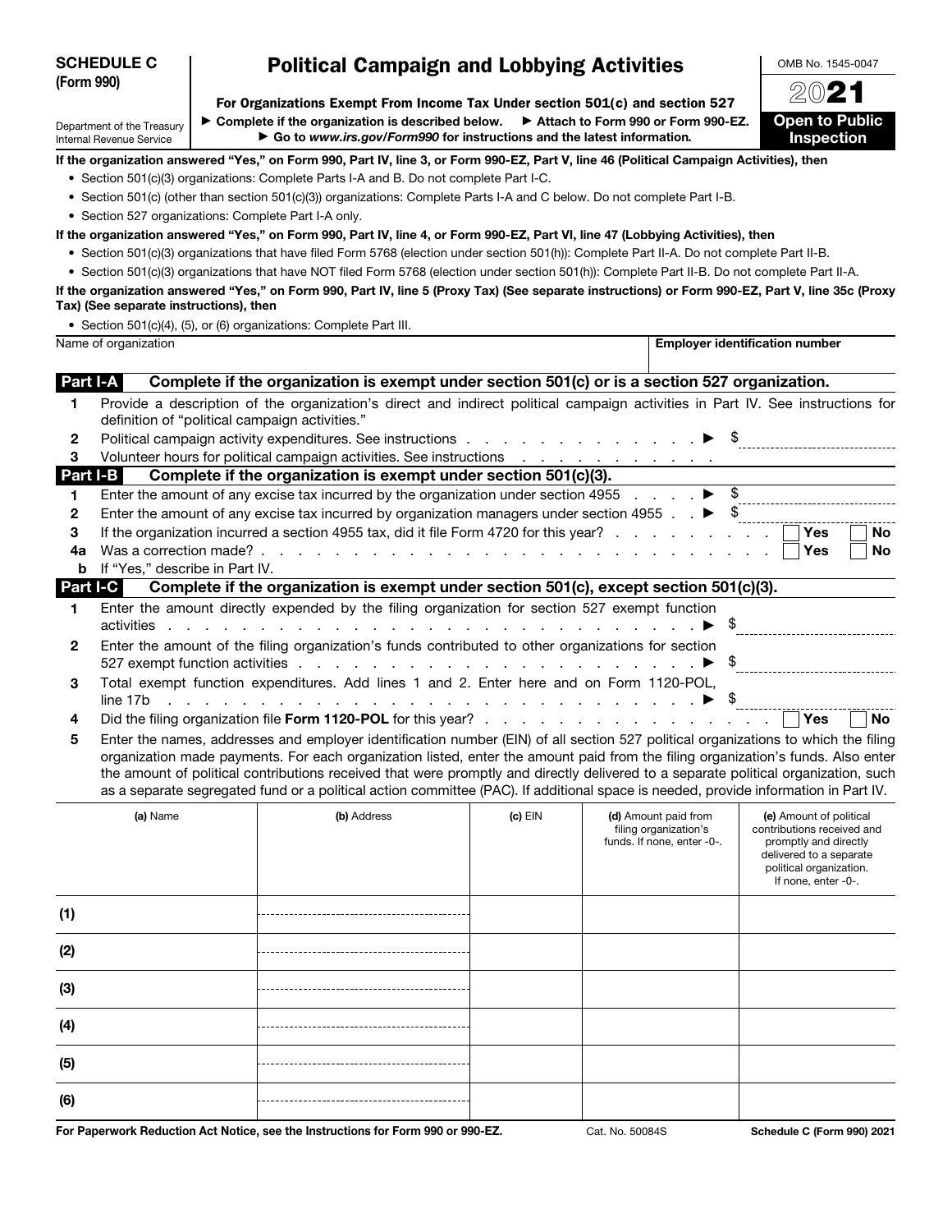**SCHEDULE C**
**(Form 990)**

Department of the Treasury
Internal Revenue Service

# Political Campaign and Lobbying Activities

**For Organizations Exempt From Income Tax Under section 501(c) and section 527**

▶ Complete if the organization is described below. ▶ Attach to Form 990 or Form 990-EZ.
▶ Go to *www.irs.gov/Form990* for instructions and the latest information.

OMB No. 1545-0047

**2021**

**Open to Public Inspection**

**If the organization answered "Yes," on Form 990, Part IV, line 3, or Form 990-EZ, Part V, line 46 (Political Campaign Activities), then**

- Section 501(c)(3) organizations: Complete Parts I-A and B. Do not complete Part I-C.
- Section 501(c) (other than section 501(c)(3)) organizations: Complete Parts I-A and C below. Do not complete Part I-B.
- Section 527 organizations: Complete Part I-A only.

**If the organization answered "Yes," on Form 990, Part IV, line 4, or Form 990-EZ, Part VI, line 47 (Lobbying Activities), then**

- Section 501(c)(3) organizations that have filed Form 5768 (election under section 501(h)): Complete Part II-A. Do not complete Part II-B.
- Section 501(c)(3) organizations that have NOT filed Form 5768 (election under section 501(h)): Complete Part II-B. Do not complete Part II-A.

**If the organization answered "Yes," on Form 990, Part IV, line 5 (Proxy Tax) (See separate instructions) or Form 990-EZ, Part V, line 35c (Proxy Tax) (See separate instructions), then**

- Section 501(c)(4), (5), or (6) organizations: Complete Part III.

| Name of organization | Employer identification number |
|---|---|
| | |

## Part I-A Complete if the organization is exempt under section 501(c) or is a section 527 organization.

1. Provide a description of the organization's direct and indirect political campaign activities in Part IV. See instructions for definition of "political campaign activities."
2. Political campaign activity expenditures. See instructions . . . ▶ $
3. Volunteer hours for political campaign activities. See instructions . . .

## Part I-B Complete if the organization is exempt under section 501(c)(3).

1. Enter the amount of any excise tax incurred by the organization under section 4955 . . . ▶ $
2. Enter the amount of any excise tax incurred by organization managers under section 4955 . . ▶ $
3. If the organization incurred a section 4955 tax, did it file Form 4720 for this year? . . . ☐ Yes ☐ No

4a. Was a correction made? . . . ☐ Yes ☐ No

b. If "Yes," describe in Part IV.

## Part I-C Complete if the organization is exempt under section 501(c), except section 501(c)(3).

1. Enter the amount directly expended by the filing organization for section 527 exempt function activities . . . ▶ $
2. Enter the amount of the filing organization's funds contributed to other organizations for section 527 exempt function activities . . . ▶ $
3. Total exempt function expenditures. Add lines 1 and 2. Enter here and on Form 1120-POL, line 17b . . . ▶ $
4. Did the filing organization file **Form 1120-POL** for this year? . . . ☐ Yes ☐ No
5. Enter the names, addresses and employer identification number (EIN) of all section 527 political organizations to which the filing organization made payments. For each organization listed, enter the amount paid from the filing organization's funds. Also enter the amount of political contributions received that were promptly and directly delivered to a separate political organization, such as a separate segregated fund or a political action committee (PAC). If additional space is needed, provide information in Part IV.

| | (a) Name | (b) Address | (c) EIN | (d) Amount paid from filing organization's funds. If none, enter -0-. | (e) Amount of political contributions received and promptly and directly delivered to a separate political organization. If none, enter -0-. |
|---|---|---|---|---|---|
| (1) | | | | | |
| (2) | | | | | |
| (3) | | | | | |
| (4) | | | | | |
| (5) | | | | | |
| (6) | | | | | |

**For Paperwork Reduction Act Notice, see the Instructions for Form 990 or 990-EZ.** Cat. No. 50084S **Schedule C (Form 990) 2021**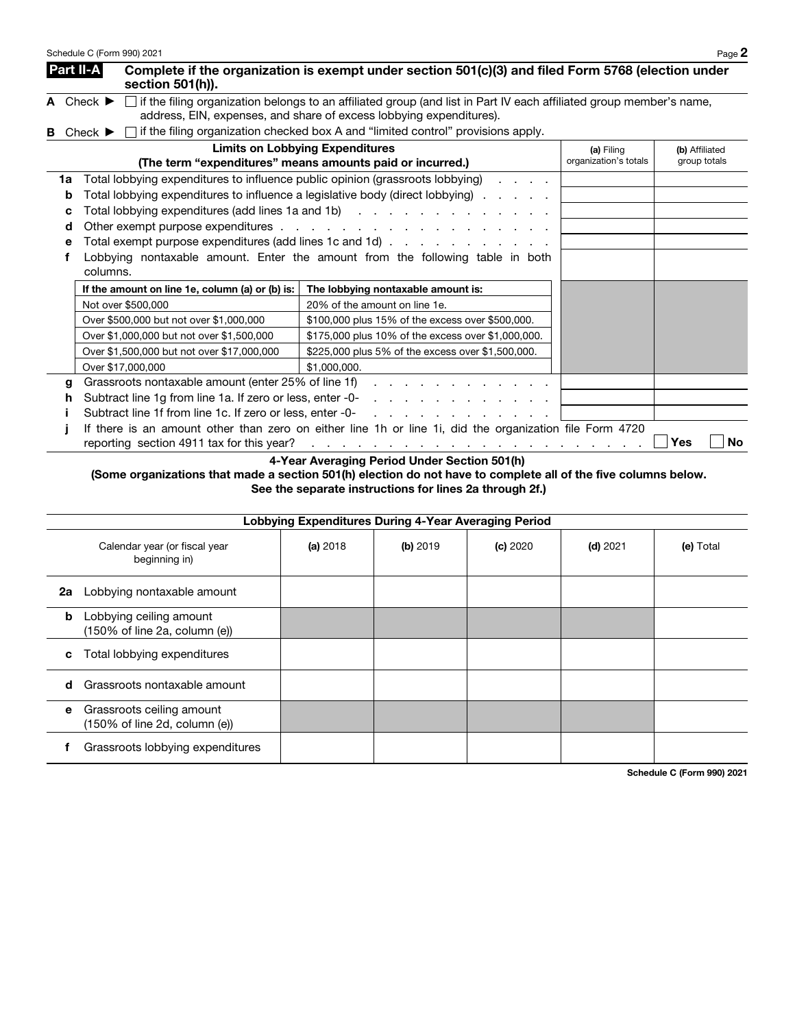## Part II-A Complete if the organization is exempt under section 501(c)(3) and filed Form 5768 (election under section 501(h)).

**A** Check ▶ ☐ if the filing organization belongs to an affiliated group (and list in Part IV each affiliated group member's name, address, EIN, expenses, and share of excess lobbying expenditures).

**B** Check ▶ ☐ if the filing organization checked box A and "limited control" provisions apply.

| | Limits on Lobbying Expenditures (The term "expenditures" means amounts paid or incurred.) | (a) Filing organization's totals | (b) Affiliated group totals |
|---|---|---|---|
| 1a | Total lobbying expenditures to influence public opinion (grassroots lobbying) | | |
| b | Total lobbying expenditures to influence a legislative body (direct lobbying) | | |
| c | Total lobbying expenditures (add lines 1a and 1b) | | |
| d | Other exempt purpose expenditures | | |
| e | Total exempt purpose expenditures (add lines 1c and 1d) | | |
| f | Lobbying nontaxable amount. Enter the amount from the following table in both columns. | | |

| If the amount on line 1e, column (a) or (b) is: | The lobbying nontaxable amount is: |
|---|---|
| Not over $500,000 | 20% of the amount on line 1e. |
| Over $500,000 but not over $1,000,000 | $100,000 plus 15% of the excess over $500,000. |
| Over $1,000,000 but not over $1,500,000 | $175,000 plus 10% of the excess over $1,000,000. |
| Over $1,500,000 but not over $17,000,000 | $225,000 plus 5% of the excess over $1,500,000. |
| Over $17,000,000 | $1,000,000. |

| | | (a) Filing organization's totals | (b) Affiliated group totals |
|---|---|---|---|
| g | Grassroots nontaxable amount (enter 25% of line 1f) | | |
| h | Subtract line 1g from line 1a. If zero or less, enter -0- | | |
| i | Subtract line 1f from line 1c. If zero or less, enter -0- | | |

**j** If there is an amount other than zero on either line 1h or line 1i, did the organization file Form 4720 reporting section 4911 tax for this year? ☐ Yes ☐ No

### 4-Year Averaging Period Under Section 501(h)

**(Some organizations that made a section 501(h) election do not have to complete all of the five columns below. See the separate instructions for lines 2a through 2f.)**

| | Lobbying Expenditures During 4-Year Averaging Period | | | | | |
|---|---|---|---|---|---|---|
| | Calendar year (or fiscal year beginning in) | (a) 2018 | (b) 2019 | (c) 2020 | (d) 2021 | (e) Total |
| 2a | Lobbying nontaxable amount | | | | | |
| b | Lobbying ceiling amount (150% of line 2a, column (e)) | | | | | |
| c | Total lobbying expenditures | | | | | |
| d | Grassroots nontaxable amount | | | | | |
| e | Grassroots ceiling amount (150% of line 2d, column (e)) | | | | | |
| f | Grassroots lobbying expenditures | | | | | |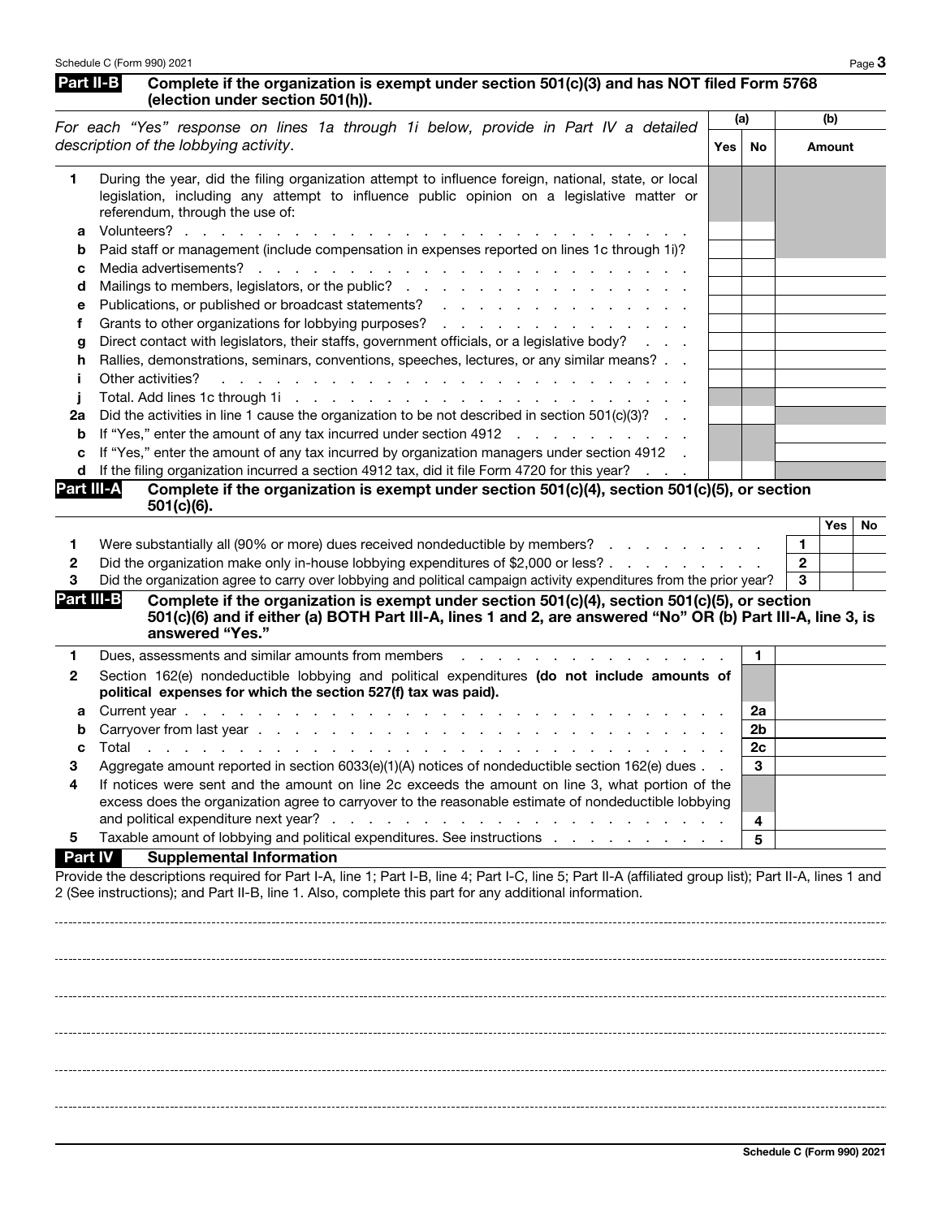## Part II-B Complete if the organization is exempt under section 501(c)(3) and has NOT filed Form 5768 (election under section 501(h)).

| *For each "Yes" response on lines 1a through 1i below, provide in Part IV a detailed description of the lobbying activity.* | (a) Yes | (a) No | (b) Amount |
|---|---|---|---|
| **1** During the year, did the filing organization attempt to influence foreign, national, state, or local legislation, including any attempt to influence public opinion on a legislative matter or referendum, through the use of: | | | |
| **a** Volunteers? | | | |
| **b** Paid staff or management (include compensation in expenses reported on lines 1c through 1i)? | | | |
| **c** Media advertisements? | | | |
| **d** Mailings to members, legislators, or the public? | | | |
| **e** Publications, or published or broadcast statements? | | | |
| **f** Grants to other organizations for lobbying purposes? | | | |
| **g** Direct contact with legislators, their staffs, government officials, or a legislative body? | | | |
| **h** Rallies, demonstrations, seminars, conventions, speeches, lectures, or any similar means? | | | |
| **i** Other activities? | | | |
| **j** Total. Add lines 1c through 1i | | | |
| **2a** Did the activities in line 1 cause the organization to be not described in section 501(c)(3)? | | | |
| **b** If "Yes," enter the amount of any tax incurred under section 4912 | | | |
| **c** If "Yes," enter the amount of any tax incurred by organization managers under section 4912 | | | |
| **d** If the filing organization incurred a section 4912 tax, did it file Form 4720 for this year? | | | |

## Part III-A Complete if the organization is exempt under section 501(c)(4), section 501(c)(5), or section 501(c)(6).

| | | Yes | No |
|---|---|---|---|
| **1** Were substantially all (90% or more) dues received nondeductible by members? | 1 | | |
| **2** Did the organization make only in-house lobbying expenditures of $2,000 or less? | 2 | | |
| **3** Did the organization agree to carry over lobbying and political campaign activity expenditures from the prior year? | 3 | | |

## Part III-B Complete if the organization is exempt under section 501(c)(4), section 501(c)(5), or section 501(c)(6) and if either (a) BOTH Part III-A, lines 1 and 2, are answered "No" OR (b) Part III-A, line 3, is answered "Yes."

| | | |
|---|---|---|
| **1** Dues, assessments and similar amounts from members | 1 | |
| **2** Section 162(e) nondeductible lobbying and political expenditures **(do not include amounts of political expenses for which the section 527(f) tax was paid).** | | |
| **a** Current year | 2a | |
| **b** Carryover from last year | 2b | |
| **c** Total | 2c | |
| **3** Aggregate amount reported in section 6033(e)(1)(A) notices of nondeductible section 162(e) dues | 3 | |
| **4** If notices were sent and the amount on line 2c exceeds the amount on line 3, what portion of the excess does the organization agree to carryover to the reasonable estimate of nondeductible lobbying and political expenditure next year? | 4 | |
| **5** Taxable amount of lobbying and political expenditures. See instructions | 5 | |

## Part IV Supplemental Information

Provide the descriptions required for Part I-A, line 1; Part I-B, line 4; Part I-C, line 5; Part II-A (affiliated group list); Part II-A, lines 1 and 2 (See instructions); and Part II-B, line 1. Also, complete this part for any additional information.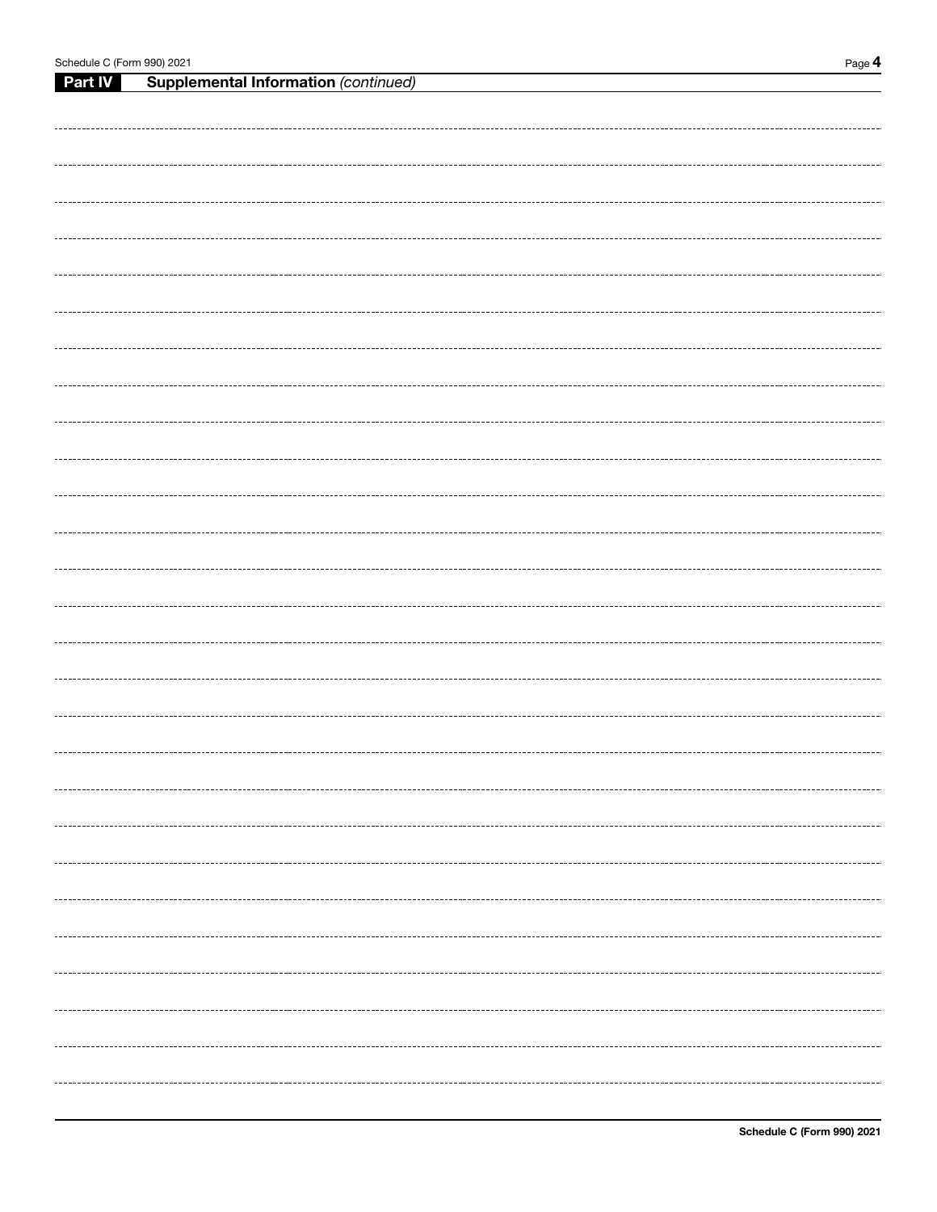## Part IV Supplemental Information *(continued)*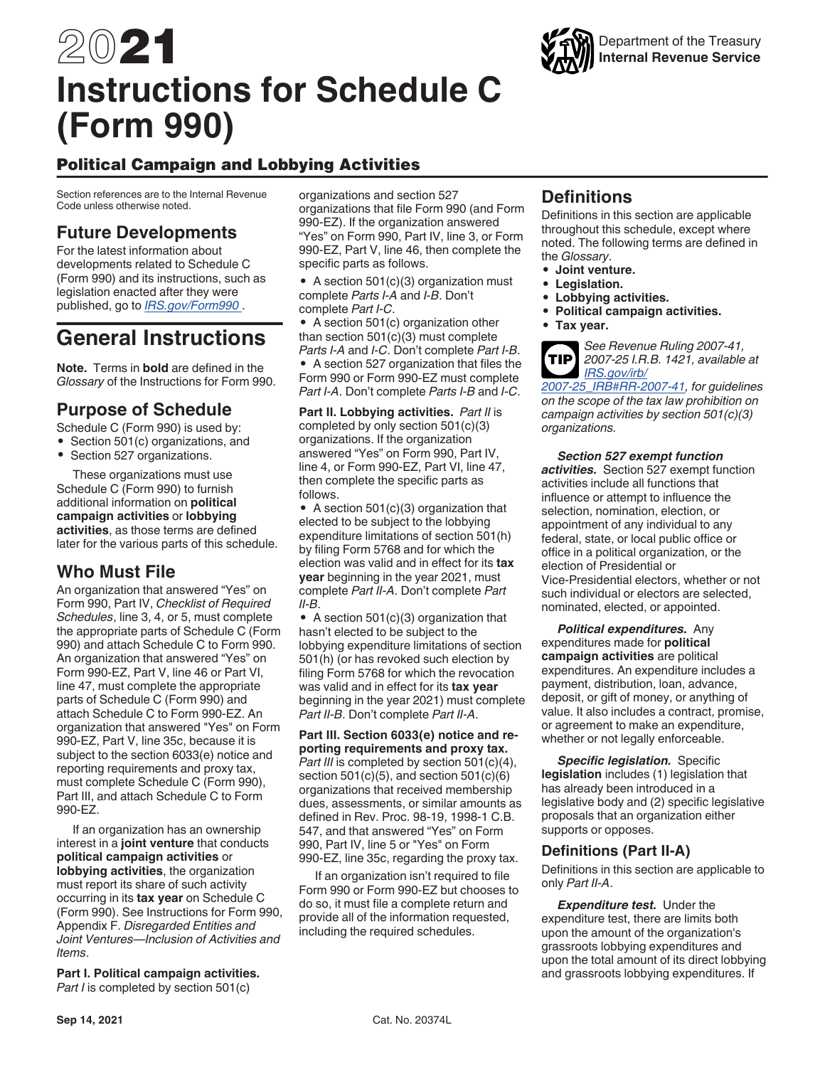# 2021 Instructions for Schedule C (Form 990)

Department of the Treasury
**Internal Revenue Service**

## Political Campaign and Lobbying Activities

Section references are to the Internal Revenue Code unless otherwise noted.

## Future Developments

For the latest information about developments related to Schedule C (Form 990) and its instructions, such as legislation enacted after they were published, go to *IRS.gov/Form990* .

# General Instructions

**Note.** Terms in **bold** are defined in the *Glossary* of the Instructions for Form 990.

## Purpose of Schedule

Schedule C (Form 990) is used by:

- Section 501(c) organizations, and
- Section 527 organizations.

These organizations must use Schedule C (Form 990) to furnish additional information on **political campaign activities** or **lobbying activities**, as those terms are defined later for the various parts of this schedule.

## Who Must File

An organization that answered "Yes" on Form 990, Part IV, *Checklist of Required Schedules*, line 3, 4, or 5, must complete the appropriate parts of Schedule C (Form 990) and attach Schedule C to Form 990. An organization that answered "Yes" on Form 990-EZ, Part V, line 46 or Part VI, line 47, must complete the appropriate parts of Schedule C (Form 990) and attach Schedule C to Form 990-EZ. An organization that answered "Yes" on Form 990-EZ, Part V, line 35c, because it is subject to the section 6033(e) notice and reporting requirements and proxy tax, must complete Schedule C (Form 990), Part III, and attach Schedule C to Form 990-EZ.

If an organization has an ownership interest in a **joint venture** that conducts **political campaign activities** or **lobbying activities**, the organization must report its share of such activity occurring in its **tax year** on Schedule C (Form 990). See Instructions for Form 990, Appendix F. *Disregarded Entities and Joint Ventures—Inclusion of Activities and Items*.

**Part I. Political campaign activities.** *Part I* is completed by section 501(c) organizations and section 527 organizations that file Form 990 (and Form 990-EZ). If the organization answered "Yes" on Form 990, Part IV, line 3, or Form 990-EZ, Part V, line 46, then complete the specific parts as follows.

- A section 501(c)(3) organization must complete *Parts I-A* and *I-B*. Don't complete *Part I-C*.
- A section 501(c) organization other than section 501(c)(3) must complete *Parts I-A* and *I-C*. Don't complete *Part I-B*.
- A section 527 organization that files the Form 990 or Form 990-EZ must complete *Part I-A*. Don't complete *Parts I-B* and *I-C*.

**Part II. Lobbying activities.** *Part II* is completed by only section 501(c)(3) organizations. If the organization answered "Yes" on Form 990, Part IV, line 4, or Form 990-EZ, Part VI, line 47, then complete the specific parts as follows.

- A section 501(c)(3) organization that elected to be subject to the lobbying expenditure limitations of section 501(h) by filing Form 5768 and for which the election was valid and in effect for its **tax year** beginning in the year 2021, must complete *Part II-A*. Don't complete *Part II-B*.
- A section 501(c)(3) organization that hasn't elected to be subject to the lobbying expenditure limitations of section 501(h) (or has revoked such election by filing Form 5768 for which the revocation was valid and in effect for its **tax year** beginning in the year 2021) must complete *Part II-B*. Don't complete *Part II-A*.

**Part III. Section 6033(e) notice and reporting requirements and proxy tax.** *Part III* is completed by section 501(c)(4), section 501(c)(5), and section 501(c)(6) organizations that received membership dues, assessments, or similar amounts as defined in Rev. Proc. 98-19, 1998-1 C.B. 547, and that answered "Yes" on Form 990, Part IV, line 5 or "Yes" on Form 990-EZ, line 35c, regarding the proxy tax.

If an organization isn't required to file Form 990 or Form 990-EZ but chooses to do so, it must file a complete return and provide all of the information requested, including the required schedules.

## Definitions

Definitions in this section are applicable throughout this schedule, except where noted. The following terms are defined in the *Glossary*.

- **Joint venture.**
- **Legislation.**
- **Lobbying activities.**
- **Political campaign activities.**
- **Tax year.**

**TIP** *See Revenue Ruling 2007-41, 2007-25 I.R.B. 1421, available at IRS.gov/irb/2007-25_IRB#RR-2007-41, for guidelines on the scope of the tax law prohibition on campaign activities by section 501(c)(3) organizations.*

***Section 527 exempt function activities.*** Section 527 exempt function activities include all functions that influence or attempt to influence the selection, nomination, election, or appointment of any individual to any federal, state, or local public office or office in a political organization, or the election of Presidential or Vice-Presidential electors, whether or not such individual or electors are selected, nominated, elected, or appointed.

***Political expenditures.*** Any expenditures made for **political campaign activities** are political expenditures. An expenditure includes a payment, distribution, loan, advance, deposit, or gift of money, or anything of value. It also includes a contract, promise, or agreement to make an expenditure, whether or not legally enforceable.

***Specific legislation.*** Specific **legislation** includes (1) legislation that has already been introduced in a legislative body and (2) specific legislative proposals that an organization either supports or opposes.

### Definitions (Part II-A)

Definitions in this section are applicable to only *Part II-A*.

***Expenditure test.*** Under the expenditure test, there are limits both upon the amount of the organization's grassroots lobbying expenditures and upon the total amount of its direct lobbying and grassroots lobbying expenditures. If

Sep 14, 2021 Cat. No. 20374L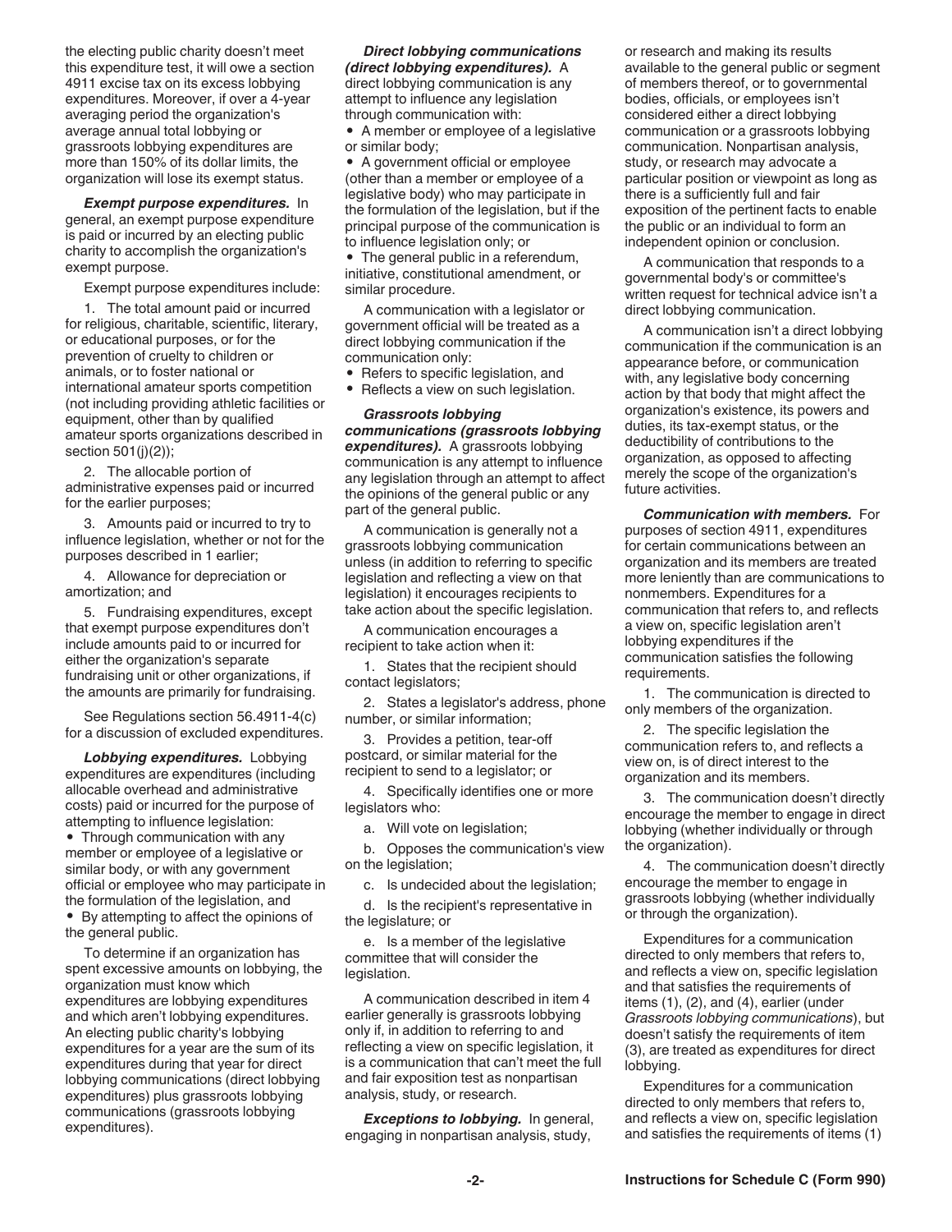the electing public charity doesn't meet this expenditure test, it will owe a section 4911 excise tax on its excess lobbying expenditures. Moreover, if over a 4-year averaging period the organization's average annual total lobbying or grassroots lobbying expenditures are more than 150% of its dollar limits, the organization will lose its exempt status.

***Exempt purpose expenditures.*** In general, an exempt purpose expenditure is paid or incurred by an electing public charity to accomplish the organization's exempt purpose.

Exempt purpose expenditures include:

1. The total amount paid or incurred for religious, charitable, scientific, literary, or educational purposes, or for the prevention of cruelty to children or animals, or to foster national or international amateur sports competition (not including providing athletic facilities or equipment, other than by qualified amateur sports organizations described in section 501(j)(2));
2. The allocable portion of administrative expenses paid or incurred for the earlier purposes;
3. Amounts paid or incurred to try to influence legislation, whether or not for the purposes described in 1 earlier;
4. Allowance for depreciation or amortization; and
5. Fundraising expenditures, except that exempt purpose expenditures don't include amounts paid to or incurred for either the organization's separate fundraising unit or other organizations, if the amounts are primarily for fundraising.

See Regulations section 56.4911-4(c) for a discussion of excluded expenditures.

***Lobbying expenditures.*** Lobbying expenditures are expenditures (including allocable overhead and administrative costs) paid or incurred for the purpose of attempting to influence legislation:

- Through communication with any member or employee of a legislative or similar body, or with any government official or employee who may participate in the formulation of the legislation, and
- By attempting to affect the opinions of the general public.

To determine if an organization has spent excessive amounts on lobbying, the organization must know which expenditures are lobbying expenditures and which aren't lobbying expenditures. An electing public charity's lobbying expenditures for a year are the sum of its expenditures during that year for direct lobbying communications (direct lobbying expenditures) plus grassroots lobbying communications (grassroots lobbying expenditures).

***Direct lobbying communications (direct lobbying expenditures).*** A direct lobbying communication is any attempt to influence any legislation through communication with:

- A member or employee of a legislative or similar body;
- A government official or employee (other than a member or employee of a legislative body) who may participate in the formulation of the legislation, but if the principal purpose of the communication is to influence legislation only; or
- The general public in a referendum, initiative, constitutional amendment, or similar procedure.

A communication with a legislator or government official will be treated as a direct lobbying communication if the communication only:

- Refers to specific legislation, and
- Reflects a view on such legislation.

***Grassroots lobbying communications (grassroots lobbying expenditures).*** A grassroots lobbying communication is any attempt to influence any legislation through an attempt to affect the opinions of the general public or any part of the general public.

A communication is generally not a grassroots lobbying communication unless (in addition to referring to specific legislation and reflecting a view on that legislation) it encourages recipients to take action about the specific legislation.

A communication encourages a recipient to take action when it:

1. States that the recipient should contact legislators;
2. States a legislator's address, phone number, or similar information;
3. Provides a petition, tear-off postcard, or similar material for the recipient to send to a legislator; or
4. Specifically identifies one or more legislators who:
   a. Will vote on legislation;
   b. Opposes the communication's view on the legislation;
   c. Is undecided about the legislation;
   d. Is the recipient's representative in the legislature; or
   e. Is a member of the legislative committee that will consider the legislation.

A communication described in item 4 earlier generally is grassroots lobbying only if, in addition to referring to and reflecting a view on specific legislation, it is a communication that can't meet the full and fair exposition test as nonpartisan analysis, study, or research.

***Exceptions to lobbying.*** In general, engaging in nonpartisan analysis, study, or research and making its results available to the general public or segment of members thereof, or to governmental bodies, officials, or employees isn't considered either a direct lobbying communication or a grassroots lobbying communication. Nonpartisan analysis, study, or research may advocate a particular position or viewpoint as long as there is a sufficiently full and fair exposition of the pertinent facts to enable the public or an individual to form an independent opinion or conclusion.

A communication that responds to a governmental body's or committee's written request for technical advice isn't a direct lobbying communication.

A communication isn't a direct lobbying communication if the communication is an appearance before, or communication with, any legislative body concerning action by that body that might affect the organization's existence, its powers and duties, its tax-exempt status, or the deductibility of contributions to the organization, as opposed to affecting merely the scope of the organization's future activities.

***Communication with members.*** For purposes of section 4911, expenditures for certain communications between an organization and its members are treated more leniently than are communications to nonmembers. Expenditures for a communication that refers to, and reflects a view on, specific legislation aren't lobbying expenditures if the communication satisfies the following requirements.

1. The communication is directed to only members of the organization.
2. The specific legislation the communication refers to, and reflects a view on, is of direct interest to the organization and its members.
3. The communication doesn't directly encourage the member to engage in direct lobbying (whether individually or through the organization).
4. The communication doesn't directly encourage the member to engage in grassroots lobbying (whether individually or through the organization).

Expenditures for a communication directed to only members that refers to, and reflects a view on, specific legislation and that satisfies the requirements of items (1), (2), and (4), earlier (under *Grassroots lobbying communications*), but doesn't satisfy the requirements of item (3), are treated as expenditures for direct lobbying.

Expenditures for a communication directed to only members that refers to, and reflects a view on, specific legislation and satisfies the requirements of items (1)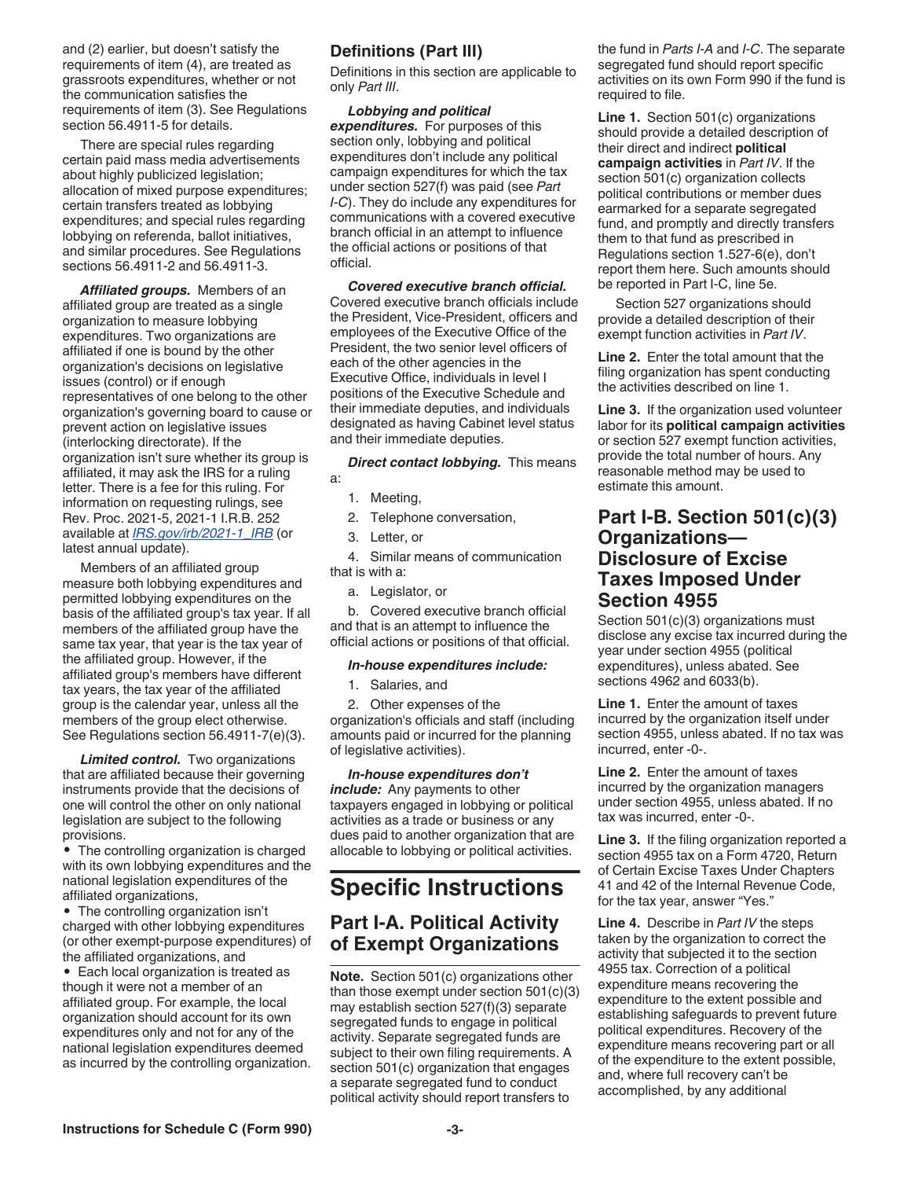and (2) earlier, but doesn't satisfy the requirements of item (4), are treated as grassroots expenditures, whether or not the communication satisfies the requirements of item (3). See Regulations section 56.4911-5 for details.

There are special rules regarding certain paid mass media advertisements about highly publicized legislation; allocation of mixed purpose expenditures; certain transfers treated as lobbying expenditures; and special rules regarding lobbying on referenda, ballot initiatives, and similar procedures. See Regulations sections 56.4911-2 and 56.4911-3.

***Affiliated groups.*** Members of an affiliated group are treated as a single organization to measure lobbying expenditures. Two organizations are affiliated if one is bound by the other organization's decisions on legislative issues (control) or if enough representatives of one belong to the other organization's governing board to cause or prevent action on legislative issues (interlocking directorate). If the organization isn't sure whether its group is affiliated, it may ask the IRS for a ruling letter. There is a fee for this ruling. For information on requesting rulings, see Rev. Proc. 2021-5, 2021-1 I.R.B. 252 available at *IRS.gov/irb/2021-1_IRB* (or latest annual update).

Members of an affiliated group measure both lobbying expenditures and permitted lobbying expenditures on the basis of the affiliated group's tax year. If all members of the affiliated group have the same tax year, that year is the tax year of the affiliated group. However, if the affiliated group's members have different tax years, the tax year of the affiliated group is the calendar year, unless all the members of the group elect otherwise. See Regulations section 56.4911-7(e)(3).

***Limited control.*** Two organizations that are affiliated because their governing instruments provide that the decisions of one will control the other on only national legislation are subject to the following provisions.

- The controlling organization is charged with its own lobbying expenditures and the national legislation expenditures of the affiliated organizations,
- The controlling organization isn't charged with other lobbying expenditures (or other exempt-purpose expenditures) of the affiliated organizations, and
- Each local organization is treated as though it were not a member of an affiliated group. For example, the local organization should account for its own expenditures only and not for any of the national legislation expenditures deemed as incurred by the controlling organization.

## Definitions (Part III)

Definitions in this section are applicable to only *Part III*.

***Lobbying and political expenditures.*** For purposes of this section only, lobbying and political expenditures don't include any political campaign expenditures for which the tax under section 527(f) was paid (see *Part I-C*). They do include any expenditures for communications with a covered executive branch official in an attempt to influence the official actions or positions of that official.

***Covered executive branch official.*** Covered executive branch officials include the President, Vice-President, officers and employees of the Executive Office of the President, the two senior level officers of each of the other agencies in the Executive Office, individuals in level I positions of the Executive Schedule and their immediate deputies, and individuals designated as having Cabinet level status and their immediate deputies.

***Direct contact lobbying.*** This means a:

1. Meeting,
2. Telephone conversation,
3. Letter, or
4. Similar means of communication that is with a:
   a. Legislator, or
   b. Covered executive branch official and that is an attempt to influence the official actions or positions of that official.

***In-house expenditures include:***

1. Salaries, and
2. Other expenses of the organization's officials and staff (including amounts paid or incurred for the planning of legislative activities).

***In-house expenditures don't include:*** Any payments to other taxpayers engaged in lobbying or political activities as a trade or business or any dues paid to another organization that are allocable to lobbying or political activities.

# Specific Instructions

## Part I-A. Political Activity of Exempt Organizations

**Note.** Section 501(c) organizations other than those exempt under section 501(c)(3) may establish section 527(f)(3) separate segregated funds to engage in political activity. Separate segregated funds are subject to their own filing requirements. A section 501(c) organization that engages a separate segregated fund to conduct political activity should report transfers to the fund in *Parts I-A* and *I-C*. The separate segregated fund should report specific activities on its own Form 990 if the fund is required to file.

**Line 1.** Section 501(c) organizations should provide a detailed description of their direct and indirect **political campaign activities** in *Part IV*. If the section 501(c) organization collects political contributions or member dues earmarked for a separate segregated fund, and promptly and directly transfers them to that fund as prescribed in Regulations section 1.527-6(e), don't report them here. Such amounts should be reported in Part I-C, line 5e.

Section 527 organizations should provide a detailed description of their exempt function activities in *Part IV*.

**Line 2.** Enter the total amount that the filing organization has spent conducting the activities described on line 1.

**Line 3.** If the organization used volunteer labor for its **political campaign activities** or section 527 exempt function activities, provide the total number of hours. Any reasonable method may be used to estimate this amount.

## Part I-B. Section 501(c)(3) Organizations—Disclosure of Excise Taxes Imposed Under Section 4955

Section 501(c)(3) organizations must disclose any excise tax incurred during the year under section 4955 (political expenditures), unless abated. See sections 4962 and 6033(b).

**Line 1.** Enter the amount of taxes incurred by the organization itself under section 4955, unless abated. If no tax was incurred, enter -0-.

**Line 2.** Enter the amount of taxes incurred by the organization managers under section 4955, unless abated. If no tax was incurred, enter -0-.

**Line 3.** If the filing organization reported a section 4955 tax on a Form 4720, Return of Certain Excise Taxes Under Chapters 41 and 42 of the Internal Revenue Code, for the tax year, answer "Yes."

**Line 4.** Describe in *Part IV* the steps taken by the organization to correct the activity that subjected it to the section 4955 tax. Correction of a political expenditure means recovering the expenditure to the extent possible and establishing safeguards to prevent future political expenditures. Recovery of the expenditure means recovering part or all of the expenditure to the extent possible, and, where full recovery can't be accomplished, by any additional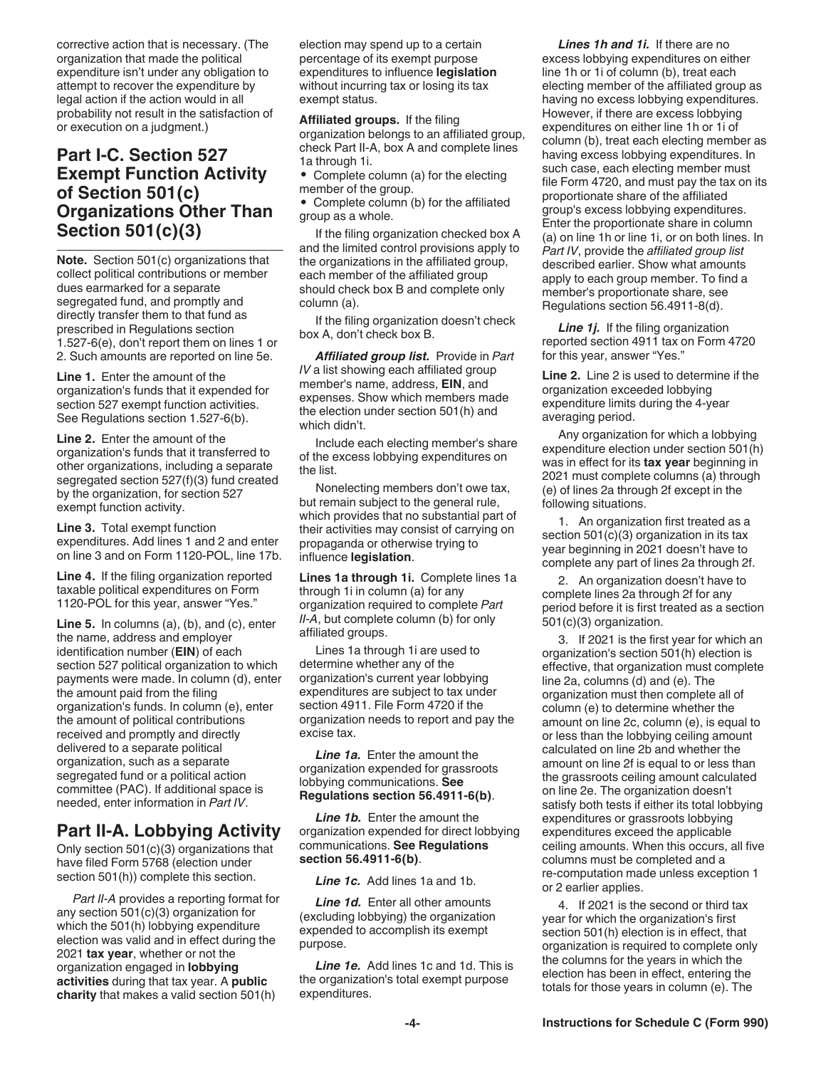corrective action that is necessary. (The organization that made the political expenditure isn't under any obligation to attempt to recover the expenditure by legal action if the action would in all probability not result in the satisfaction of or execution on a judgment.)

## Part I-C. Section 527 Exempt Function Activity of Section 501(c) Organizations Other Than Section 501(c)(3)

**Note.** Section 501(c) organizations that collect political contributions or member dues earmarked for a separate segregated fund, and promptly and directly transfer them to that fund as prescribed in Regulations section 1.527-6(e), don't report them on lines 1 or 2. Such amounts are reported on line 5e.

**Line 1.** Enter the amount of the organization's funds that it expended for section 527 exempt function activities. See Regulations section 1.527-6(b).

**Line 2.** Enter the amount of the organization's funds that it transferred to other organizations, including a separate segregated section 527(f)(3) fund created by the organization, for section 527 exempt function activity.

**Line 3.** Total exempt function expenditures. Add lines 1 and 2 and enter on line 3 and on Form 1120-POL, line 17b.

**Line 4.** If the filing organization reported taxable political expenditures on Form 1120-POL for this year, answer "Yes."

**Line 5.** In columns (a), (b), and (c), enter the name, address and employer identification number (**EIN**) of each section 527 political organization to which payments were made. In column (d), enter the amount paid from the filing organization's funds. In column (e), enter the amount of political contributions received and promptly and directly delivered to a separate political organization, such as a separate segregated fund or a political action committee (PAC). If additional space is needed, enter information in *Part IV*.

## Part II-A. Lobbying Activity

Only section 501(c)(3) organizations that have filed Form 5768 (election under section 501(h)) complete this section.

*Part II-A* provides a reporting format for any section 501(c)(3) organization for which the 501(h) lobbying expenditure election was valid and in effect during the 2021 **tax year**, whether or not the organization engaged in **lobbying activities** during that tax year. A **public charity** that makes a valid section 501(h) election may spend up to a certain percentage of its exempt purpose expenditures to influence **legislation** without incurring tax or losing its tax exempt status.

**Affiliated groups.** If the filing organization belongs to an affiliated group, check Part II-A, box A and complete lines 1a through 1i.

- Complete column (a) for the electing member of the group.
- Complete column (b) for the affiliated group as a whole.

If the filing organization checked box A and the limited control provisions apply to the organizations in the affiliated group, each member of the affiliated group should check box B and complete only column (a).

If the filing organization doesn't check box A, don't check box B.

***Affiliated group list.*** Provide in *Part IV* a list showing each affiliated group member's name, address, **EIN**, and expenses. Show which members made the election under section 501(h) and which didn't.

Include each electing member's share of the excess lobbying expenditures on the list.

Nonelecting members don't owe tax, but remain subject to the general rule, which provides that no substantial part of their activities may consist of carrying on propaganda or otherwise trying to influence **legislation**.

**Lines 1a through 1i.** Complete lines 1a through 1i in column (a) for any organization required to complete *Part II-A*, but complete column (b) for only affiliated groups.

Lines 1a through 1i are used to determine whether any of the organization's current year lobbying expenditures are subject to tax under section 4911. File Form 4720 if the organization needs to report and pay the excise tax.

***Line 1a.*** Enter the amount the organization expended for grassroots lobbying communications. **See Regulations section 56.4911-6(b)**.

***Line 1b.*** Enter the amount the organization expended for direct lobbying communications. **See Regulations section 56.4911-6(b)**.

***Line 1c.*** Add lines 1a and 1b.

***Line 1d.*** Enter all other amounts (excluding lobbying) the organization expended to accomplish its exempt purpose.

***Line 1e.*** Add lines 1c and 1d. This is the organization's total exempt purpose expenditures.

***Lines 1h and 1i.*** If there are no excess lobbying expenditures on either line 1h or 1i of column (b), treat each electing member of the affiliated group as having no excess lobbying expenditures. However, if there are excess lobbying expenditures on either line 1h or 1i of column (b), treat each electing member as having excess lobbying expenditures. In such case, each electing member must file Form 4720, and must pay the tax on its proportionate share of the affiliated group's excess lobbying expenditures. Enter the proportionate share in column (a) on line 1h or line 1i, or on both lines. In *Part IV*, provide the *affiliated group list* described earlier. Show what amounts apply to each group member. To find a member's proportionate share, see Regulations section 56.4911-8(d).

***Line 1j.*** If the filing organization reported section 4911 tax on Form 4720 for this year, answer "Yes."

**Line 2.** Line 2 is used to determine if the organization exceeded lobbying expenditure limits during the 4-year averaging period.

Any organization for which a lobbying expenditure election under section 501(h) was in effect for its **tax year** beginning in 2021 must complete columns (a) through (e) of lines 2a through 2f except in the following situations.

1. An organization first treated as a section 501(c)(3) organization in its tax year beginning in 2021 doesn't have to complete any part of lines 2a through 2f.

2. An organization doesn't have to complete lines 2a through 2f for any period before it is first treated as a section 501(c)(3) organization.

3. If 2021 is the first year for which an organization's section 501(h) election is effective, that organization must complete line 2a, columns (d) and (e). The organization must then complete all of column (e) to determine whether the amount on line 2c, column (e), is equal to or less than the lobbying ceiling amount calculated on line 2b and whether the amount on line 2f is equal to or less than the grassroots ceiling amount calculated on line 2e. The organization doesn't satisfy both tests if either its total lobbying expenditures or grassroots lobbying expenditures exceed the applicable ceiling amounts. When this occurs, all five columns must be completed and a re-computation made unless exception 1 or 2 earlier applies.

4. If 2021 is the second or third tax year for which the organization's first section 501(h) election is in effect, that organization is required to complete only the columns for the years in which the election has been in effect, entering the totals for those years in column (e). The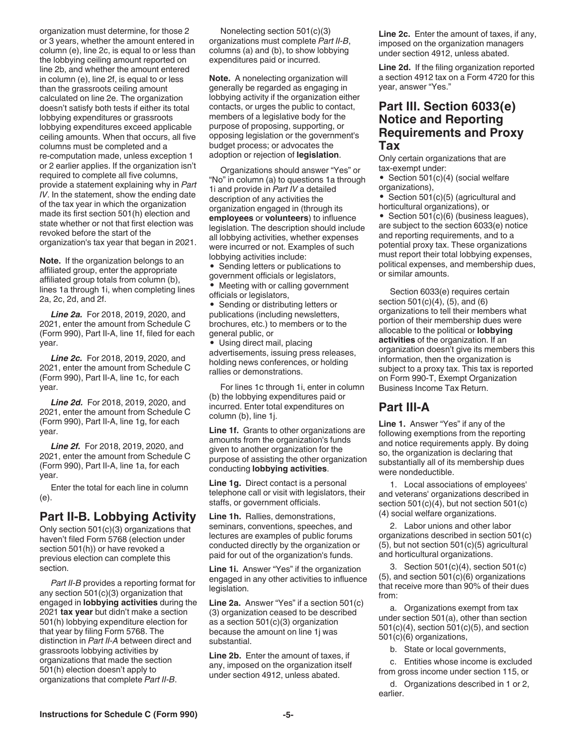organization must determine, for those 2 or 3 years, whether the amount entered in column (e), line 2c, is equal to or less than the lobbying ceiling amount reported on line 2b, and whether the amount entered in column (e), line 2f, is equal to or less than the grassroots ceiling amount calculated on line 2e. The organization doesn't satisfy both tests if either its total lobbying expenditures or grassroots lobbying expenditures exceed applicable ceiling amounts. When that occurs, all five columns must be completed and a re-computation made, unless exception 1 or 2 earlier applies. If the organization isn't required to complete all five columns, provide a statement explaining why in *Part IV*. In the statement, show the ending date of the tax year in which the organization made its first section 501(h) election and state whether or not that first election was revoked before the start of the organization's tax year that began in 2021.

**Note.** If the organization belongs to an affiliated group, enter the appropriate affiliated group totals from column (b), lines 1a through 1i, when completing lines 2a, 2c, 2d, and 2f.

***Line 2a.*** For 2018, 2019, 2020, and 2021, enter the amount from Schedule C (Form 990), Part II-A, line 1f, filed for each year.

***Line 2c.*** For 2018, 2019, 2020, and 2021, enter the amount from Schedule C (Form 990), Part II-A, line 1c, for each year.

***Line 2d.*** For 2018, 2019, 2020, and 2021, enter the amount from Schedule C (Form 990), Part II-A, line 1g, for each year.

***Line 2f.*** For 2018, 2019, 2020, and 2021, enter the amount from Schedule C (Form 990), Part II-A, line 1a, for each year.

Enter the total for each line in column (e).

## Part II-B. Lobbying Activity

Only section 501(c)(3) organizations that haven't filed Form 5768 (election under section 501(h)) or have revoked a previous election can complete this section.

*Part II-B* provides a reporting format for any section 501(c)(3) organization that engaged in **lobbying activities** during the 2021 **tax year** but didn't make a section 501(h) lobbying expenditure election for that year by filing Form 5768. The distinction in *Part II-A* between direct and grassroots lobbying activities by organizations that made the section 501(h) election doesn't apply to organizations that complete *Part II-B*.

Nonelecting section 501(c)(3) organizations must complete *Part II-B*, columns (a) and (b), to show lobbying expenditures paid or incurred.

**Note.** A nonelecting organization will generally be regarded as engaging in lobbying activity if the organization either contacts, or urges the public to contact, members of a legislative body for the purpose of proposing, supporting, or opposing legislation or the government's budget process; or advocates the adoption or rejection of **legislation**.

Organizations should answer "Yes" or "No" in column (a) to questions 1a through 1i and provide in *Part IV* a detailed description of any activities the organization engaged in (through its **employees** or **volunteers**) to influence legislation. The description should include all lobbying activities, whether expenses were incurred or not. Examples of such lobbying activities include:

- Sending letters or publications to government officials or legislators,
- Meeting with or calling government officials or legislators,
- Sending or distributing letters or publications (including newsletters, brochures, etc.) to members or to the general public, or
- Using direct mail, placing advertisements, issuing press releases, holding news conferences, or holding rallies or demonstrations.

For lines 1c through 1i, enter in column (b) the lobbying expenditures paid or incurred. Enter total expenditures on column (b), line 1j.

**Line 1f.** Grants to other organizations are amounts from the organization's funds given to another organization for the purpose of assisting the other organization conducting **lobbying activities**.

**Line 1g.** Direct contact is a personal telephone call or visit with legislators, their staffs, or government officials.

**Line 1h.** Rallies, demonstrations, seminars, conventions, speeches, and lectures are examples of public forums conducted directly by the organization or paid for out of the organization's funds.

**Line 1i.** Answer "Yes" if the organization engaged in any other activities to influence legislation.

**Line 2a.** Answer "Yes" if a section 501(c)(3) organization ceased to be described as a section 501(c)(3) organization because the amount on line 1j was substantial.

**Line 2b.** Enter the amount of taxes, if any, imposed on the organization itself under section 4912, unless abated.

**Line 2c.** Enter the amount of taxes, if any, imposed on the organization managers under section 4912, unless abated.

**Line 2d.** If the filing organization reported a section 4912 tax on a Form 4720 for this year, answer "Yes."

## Part III. Section 6033(e) Notice and Reporting Requirements and Proxy Tax

Only certain organizations that are tax-exempt under:

- Section 501(c)(4) (social welfare organizations),
- Section 501(c)(5) (agricultural and horticultural organizations), or
- Section 501(c)(6) (business leagues),

are subject to the section 6033(e) notice and reporting requirements, and to a potential proxy tax. These organizations must report their total lobbying expenses, political expenses, and membership dues, or similar amounts.

Section 6033(e) requires certain section 501(c)(4), (5), and (6) organizations to tell their members what portion of their membership dues were allocable to the political or **lobbying activities** of the organization. If an organization doesn't give its members this information, then the organization is subject to a proxy tax. This tax is reported on Form 990-T, Exempt Organization Business Income Tax Return.

## Part III-A

**Line 1.** Answer "Yes" if any of the following exemptions from the reporting and notice requirements apply. By doing so, the organization is declaring that substantially all of its membership dues were nondeductible.

1. Local associations of employees' and veterans' organizations described in section 501(c)(4), but not section 501(c)(4) social welfare organizations.

2. Labor unions and other labor organizations described in section 501(c)(5), but not section 501(c)(5) agricultural and horticultural organizations.

3. Section 501(c)(4), section 501(c)(5), and section 501(c)(6) organizations that receive more than 90% of their dues from:

a. Organizations exempt from tax under section 501(a), other than section 501(c)(4), section 501(c)(5), and section 501(c)(6) organizations,

b. State or local governments,

c. Entities whose income is excluded from gross income under section 115, or

d. Organizations described in 1 or 2, earlier.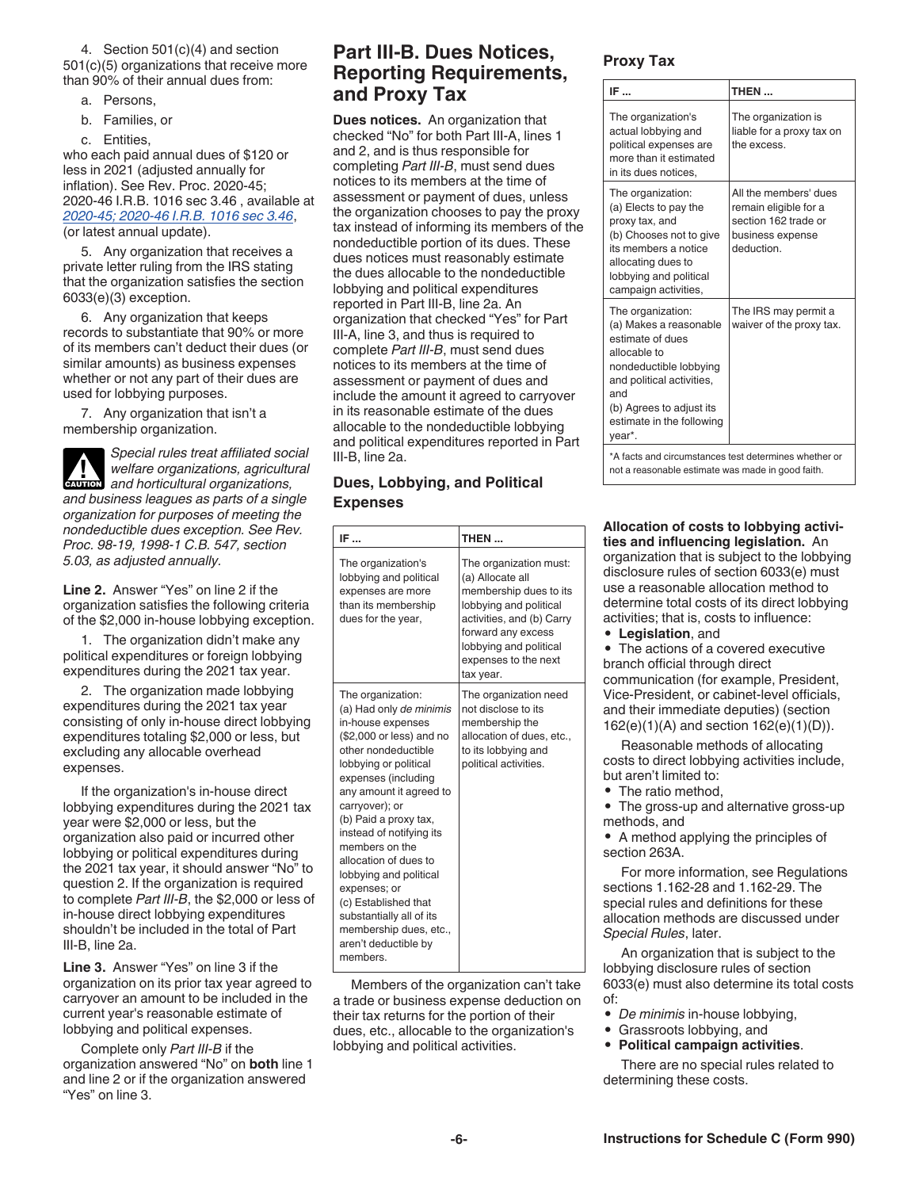4. Section 501(c)(4) and section 501(c)(5) organizations that receive more than 90% of their annual dues from:

a. Persons,

b. Families, or

c. Entities,

who each paid annual dues of $120 or less in 2021 (adjusted annually for inflation). See Rev. Proc. 2020-45; 2020-46 I.R.B. 1016 sec 3.46 , available at *2020-45; 2020-46 I.R.B. 1016 sec 3.46*, (or latest annual update).

5. Any organization that receives a private letter ruling from the IRS stating that the organization satisfies the section 6033(e)(3) exception.

6. Any organization that keeps records to substantiate that 90% or more of its members can't deduct their dues (or similar amounts) as business expenses whether or not any part of their dues are used for lobbying purposes.

7. Any organization that isn't a membership organization.

**CAUTION:** *Special rules treat affiliated social welfare organizations, agricultural and horticultural organizations, and business leagues as parts of a single organization for purposes of meeting the nondeductible dues exception. See Rev. Proc. 98-19, 1998-1 C.B. 547, section 5.03, as adjusted annually.*

**Line 2.** Answer "Yes" on line 2 if the organization satisfies the following criteria of the $2,000 in-house lobbying exception.

1. The organization didn't make any political expenditures or foreign lobbying expenditures during the 2021 tax year.

2. The organization made lobbying expenditures during the 2021 tax year consisting of only in-house direct lobbying expenditures totaling $2,000 or less, but excluding any allocable overhead expenses.

If the organization's in-house direct lobbying expenditures during the 2021 tax year were $2,000 or less, but the organization also paid or incurred other lobbying or political expenditures during the 2021 tax year, it should answer "No" to question 2. If the organization is required to complete *Part III-B*, the $2,000 or less of in-house direct lobbying expenditures shouldn't be included in the total of Part III-B, line 2a.

**Line 3.** Answer "Yes" on line 3 if the organization on its prior tax year agreed to carryover an amount to be included in the current year's reasonable estimate of lobbying and political expenses.

Complete only *Part III-B* if the organization answered "No" on **both** line 1 and line 2 or if the organization answered "Yes" on line 3.

## Part III-B. Dues Notices, Reporting Requirements, and Proxy Tax

**Dues notices.** An organization that checked "No" for both Part III-A, lines 1 and 2, and is thus responsible for completing *Part III-B*, must send dues notices to its members at the time of assessment or payment of dues, unless the organization chooses to pay the proxy tax instead of informing its members of the nondeductible portion of its dues. These dues notices must reasonably estimate the dues allocable to the nondeductible lobbying and political expenditures reported in Part III-B, line 2a. An organization that checked "Yes" for Part III-A, line 3, and thus is required to complete *Part III-B*, must send dues notices to its members at the time of assessment or payment of dues and include the amount it agreed to carryover in its reasonable estimate of the dues allocable to the nondeductible lobbying and political expenditures reported in Part III-B, line 2a.

### Dues, Lobbying, and Political Expenses

| IF ... | THEN ... |
|---|---|
| The organization's lobbying and political expenses are more than its membership dues for the year, | The organization must: (a) Allocate all membership dues to its lobbying and political activities, and (b) Carry forward any excess lobbying and political expenses to the next tax year. |
| The organization: (a) Had only *de minimis* in-house expenses ($2,000 or less) and no other nondeductible lobbying or political expenses (including any amount it agreed to carryover); or (b) Paid a proxy tax, instead of notifying its members on the allocation of dues to lobbying and political expenses; or (c) Established that substantially all of its membership dues, etc., aren't deductible by members. | The organization need not disclose to its membership the allocation of dues, etc., to its lobbying and political activities. |

Members of the organization can't take a trade or business expense deduction on their tax returns for the portion of their dues, etc., allocable to the organization's lobbying and political activities.

### Proxy Tax

| IF ... | THEN ... |
|---|---|
| The organization's actual lobbying and political expenses are more than it estimated in its dues notices, | The organization is liable for a proxy tax on the excess. |
| The organization: (a) Elects to pay the proxy tax, and (b) Chooses not to give its members a notice allocating dues to lobbying and political campaign activities, | All the members' dues remain eligible for a section 162 trade or business expense deduction. |
| The organization: (a) Makes a reasonable estimate of dues allocable to nondeductible lobbying and political activities, and (b) Agrees to adjust its estimate in the following year*. | The IRS may permit a waiver of the proxy tax. |

*A facts and circumstances test determines whether or not a reasonable estimate was made in good faith.

**Allocation of costs to lobbying activities and influencing legislation.** An organization that is subject to the lobbying disclosure rules of section 6033(e) must use a reasonable allocation method to determine total costs of its direct lobbying activities; that is, costs to influence:

- **Legislation**, and
- The actions of a covered executive branch official through direct communication (for example, President, Vice-President, or cabinet-level officials, and their immediate deputies) (section 162(e)(1)(A) and section 162(e)(1)(D)).

Reasonable methods of allocating costs to direct lobbying activities include, but aren't limited to:

- The ratio method,
- The gross-up and alternative gross-up methods, and
- A method applying the principles of section 263A.

For more information, see Regulations sections 1.162-28 and 1.162-29. The special rules and definitions for these allocation methods are discussed under *Special Rules*, later.

An organization that is subject to the lobbying disclosure rules of section 6033(e) must also determine its total costs of:

- *De minimis* in-house lobbying,
- Grassroots lobbying, and
- **Political campaign activities**.

There are no special rules related to determining these costs.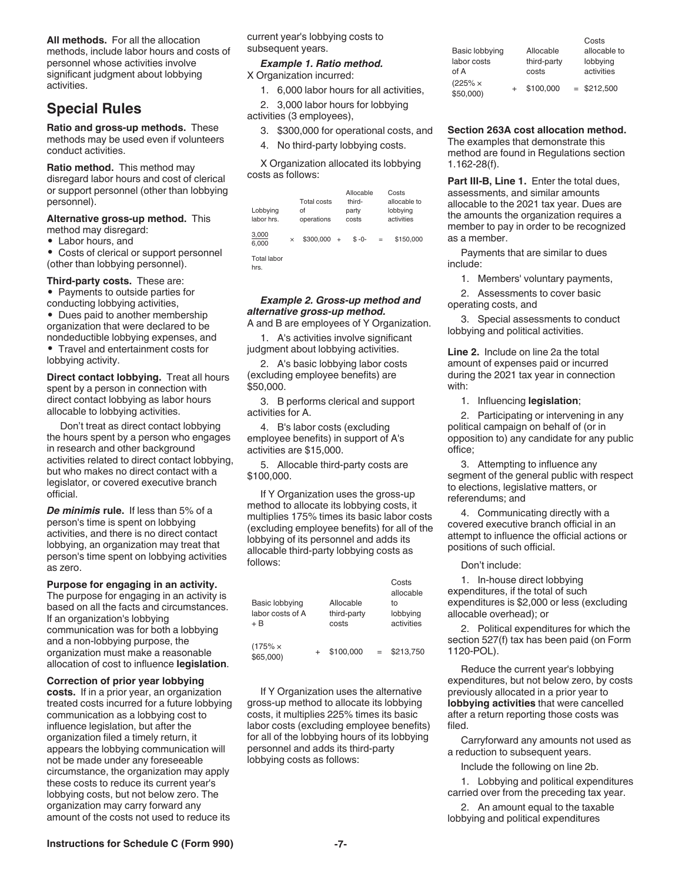**All methods.** For all the allocation methods, include labor hours and costs of personnel whose activities involve significant judgment about lobbying activities.

## Special Rules

**Ratio and gross-up methods.** These methods may be used even if volunteers conduct activities.

**Ratio method.** This method may disregard labor hours and cost of clerical or support personnel (other than lobbying personnel).

**Alternative gross-up method.** This method may disregard:

- Labor hours, and
- Costs of clerical or support personnel (other than lobbying personnel).

**Third-party costs.** These are:

- Payments to outside parties for conducting lobbying activities,
- Dues paid to another membership organization that were declared to be nondeductible lobbying expenses, and
- Travel and entertainment costs for lobbying activity.

**Direct contact lobbying.** Treat all hours spent by a person in connection with direct contact lobbying as labor hours allocable to lobbying activities.

Don’t treat as direct contact lobbying the hours spent by a person who engages in research and other background activities related to direct contact lobbying, but who makes no direct contact with a legislator, or covered executive branch official.

***De minimis* rule.** If less than 5% of a person's time is spent on lobbying activities, and there is no direct contact lobbying, an organization may treat that person's time spent on lobbying activities as zero.

**Purpose for engaging in an activity.** The purpose for engaging in an activity is based on all the facts and circumstances. If an organization's lobbying communication was for both a lobbying and a non-lobbying purpose, the organization must make a reasonable allocation of cost to influence **legislation**.

**Correction of prior year lobbying costs.** If in a prior year, an organization treated costs incurred for a future lobbying communication as a lobbying cost to influence legislation, but after the organization filed a timely return, it appears the lobbying communication will not be made under any foreseeable circumstance, the organization may apply these costs to reduce its current year's lobbying costs, but not below zero. The organization may carry forward any amount of the costs not used to reduce its current year's lobbying costs to subsequent years.

***Example 1. Ratio method.***
X Organization incurred:

1. 6,000 labor hours for all activities,
2. 3,000 labor hours for lobbying activities (3 employees),
3. $300,000 for operational costs, and
4. No third-party lobbying costs.

X Organization allocated its lobbying costs as follows:

| Lobbying labor hrs. | | Total costs of operations | | Allocable third-party costs | | Costs allocable to lobbying activities |
|---|---|---|---|---|---|---|
| 3,000 / 6,000 | × | $300,000 | + | $ -0- | = | $150,000 |
| Total labor hrs. | | | | | | |

***Example 2. Gross-up method and alternative gross-up method.***
A and B are employees of Y Organization.

1. A's activities involve significant judgment about lobbying activities.
2. A's basic lobbying labor costs (excluding employee benefits) are $50,000.
3. B performs clerical and support activities for A.
4. B's labor costs (excluding employee benefits) in support of A's activities are $15,000.
5. Allocable third-party costs are $100,000.

If Y Organization uses the gross-up method to allocate its lobbying costs, it multiplies 175% times its basic labor costs (excluding employee benefits) for all of the lobbying of its personnel and adds its allocable third-party lobbying costs as follows:

| Basic lobbying labor costs of A + B | | Allocable third-party costs | | Costs allocable to lobbying activities |
|---|---|---|---|---|
| (175% × $65,000) | + | $100,000 | = | $213,750 |

If Y Organization uses the alternative gross-up method to allocate its lobbying costs, it multiplies 225% times its basic labor costs (excluding employee benefits) for all of the lobbying hours of its lobbying personnel and adds its third-party lobbying costs as follows:

| Basic lobbying labor costs of A | | Allocable third-party costs | | Costs allocable to lobbying activities |
|---|---|---|---|---|
| (225% × $50,000) | + | $100,000 | = | $212,500 |

**Section 263A cost allocation method.** The examples that demonstrate this method are found in Regulations section 1.162-28(f).

**Part III-B, Line 1.** Enter the total dues, assessments, and similar amounts allocable to the 2021 tax year. Dues are the amounts the organization requires a member to pay in order to be recognized as a member.

Payments that are similar to dues include:

1. Members' voluntary payments,
2. Assessments to cover basic operating costs, and
3. Special assessments to conduct lobbying and political activities.

**Line 2.** Include on line 2a the total amount of expenses paid or incurred during the 2021 tax year in connection with:

1. Influencing **legislation**;
2. Participating or intervening in any political campaign on behalf of (or in opposition to) any candidate for any public office;
3. Attempting to influence any segment of the general public with respect to elections, legislative matters, or referendums; and
4. Communicating directly with a covered executive branch official in an attempt to influence the official actions or positions of such official.

Don’t include:

1. In-house direct lobbying expenditures, if the total of such expenditures is $2,000 or less (excluding allocable overhead); or
2. Political expenditures for which the section 527(f) tax has been paid (on Form 1120-POL).

Reduce the current year's lobbying expenditures, but not below zero, by costs previously allocated in a prior year to **lobbying activities** that were cancelled after a return reporting those costs was filed.

Carryforward any amounts not used as a reduction to subsequent years.

Include the following on line 2b.

1. Lobbying and political expenditures carried over from the preceding tax year.
2. An amount equal to the taxable lobbying and political expenditures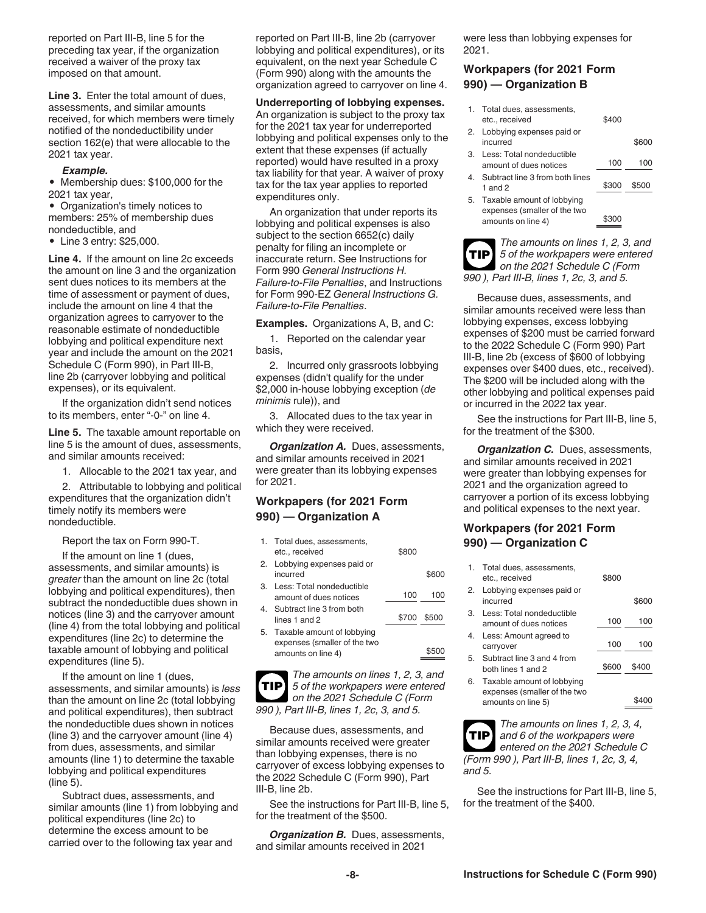reported on Part III-B, line 5 for the preceding tax year, if the organization received a waiver of the proxy tax imposed on that amount.

**Line 3.** Enter the total amount of dues, assessments, and similar amounts received, for which members were timely notified of the nondeductibility under section 162(e) that were allocable to the 2021 tax year.

***Example.***

- Membership dues: $100,000 for the 2021 tax year,
- Organization's timely notices to members: 25% of membership dues nondeductible, and
- Line 3 entry: $25,000.

**Line 4.** If the amount on line 2c exceeds the amount on line 3 and the organization sent dues notices to its members at the time of assessment or payment of dues, include the amount on line 4 that the organization agrees to carryover to the reasonable estimate of nondeductible lobbying and political expenditure next year and include the amount on the 2021 Schedule C (Form 990), in Part III-B, line 2b (carryover lobbying and political expenses), or its equivalent.

If the organization didn't send notices to its members, enter "-0-" on line 4.

**Line 5.** The taxable amount reportable on line 5 is the amount of dues, assessments, and similar amounts received:

1. Allocable to the 2021 tax year, and
2. Attributable to lobbying and political expenditures that the organization didn't timely notify its members were nondeductible.

Report the tax on Form 990-T.

If the amount on line 1 (dues, assessments, and similar amounts) is *greater* than the amount on line 2c (total lobbying and political expenditures), then subtract the nondeductible dues shown in notices (line 3) and the carryover amount (line 4) from the total lobbying and political expenditures (line 2c) to determine the taxable amount of lobbying and political expenditures (line 5).

If the amount on line 1 (dues, assessments, and similar amounts) is *less* than the amount on line 2c (total lobbying and political expenditures), then subtract the nondeductible dues shown in notices (line 3) and the carryover amount (line 4) from dues, assessments, and similar amounts (line 1) to determine the taxable lobbying and political expenditures (line 5).

Subtract dues, assessments, and similar amounts (line 1) from lobbying and political expenditures (line 2c) to determine the excess amount to be carried over to the following tax year and reported on Part III-B, line 2b (carryover lobbying and political expenditures), or its equivalent, on the next year Schedule C (Form 990) along with the amounts the organization agreed to carryover on line 4.

**Underreporting of lobbying expenses.** An organization is subject to the proxy tax for the 2021 tax year for underreported lobbying and political expenses only to the extent that these expenses (if actually reported) would have resulted in a proxy tax liability for that year. A waiver of proxy tax for the tax year applies to reported expenditures only.

An organization that under reports its lobbying and political expenses is also subject to the section 6652(c) daily penalty for filing an incomplete or inaccurate return. See Instructions for Form 990 *General Instructions H. Failure-to-File Penalties*, and Instructions for Form 990-EZ *General Instructions G. Failure-to-File Penalties*.

**Examples.** Organizations A, B, and C:

1. Reported on the calendar year basis,
2. Incurred only grassroots lobbying expenses (didn't qualify for the under $2,000 in-house lobbying exception (*de minimis* rule)), and
3. Allocated dues to the tax year in which they were received.

***Organization A.*** Dues, assessments, and similar amounts received in 2021 were greater than its lobbying expenses for 2021.

## Workpapers (for 2021 Form 990) — Organization A

| | | | |
|---|---|---|---|
| 1. | Total dues, assessments, etc., received | $800 | |
| 2. | Lobbying expenses paid or incurred | | $600 |
| 3. | Less: Total nondeductible amount of dues notices | 100 | 100 |
| 4. | Subtract line 3 from both lines 1 and 2 | $700 | $500 |
| 5. | Taxable amount of lobbying expenses (smaller of the two amounts on line 4) | | $500 |

**TIP** *The amounts on lines 1, 2, 3, and 5 of the workpapers were entered on the 2021 Schedule C (Form 990 ), Part III-B, lines 1, 2c, 3, and 5.*

Because dues, assessments, and similar amounts received were greater than lobbying expenses, there is no carryover of excess lobbying expenses to the 2022 Schedule C (Form 990), Part III-B, line 2b.

See the instructions for Part III-B, line 5, for the treatment of the $500.

***Organization B.*** Dues, assessments, and similar amounts received in 2021 were less than lobbying expenses for 2021.

## Workpapers (for 2021 Form 990) — Organization B

| | | | |
|---|---|---|---|
| 1. | Total dues, assessments, etc., received | $400 | |
| 2. | Lobbying expenses paid or incurred | | $600 |
| 3. | Less: Total nondeductible amount of dues notices | 100 | 100 |
| 4. | Subtract line 3 from both lines 1 and 2 | $300 | $500 |
| 5. | Taxable amount of lobbying expenses (smaller of the two amounts on line 4) | $300 | |

**TIP** *The amounts on lines 1, 2, 3, and 5 of the workpapers were entered on the 2021 Schedule C (Form 990 ), Part III-B, lines 1, 2c, 3, and 5.*

Because dues, assessments, and similar amounts received were less than lobbying expenses, excess lobbying expenses of $200 must be carried forward to the 2022 Schedule C (Form 990) Part III-B, line 2b (excess of $600 of lobbying expenses over $400 dues, etc., received). The $200 will be included along with the other lobbying and political expenses paid or incurred in the 2022 tax year.

See the instructions for Part III-B, line 5, for the treatment of the $300.

***Organization C.*** Dues, assessments, and similar amounts received in 2021 were greater than lobbying expenses for 2021 and the organization agreed to carryover a portion of its excess lobbying and political expenses to the next year.

## Workpapers (for 2021 Form 990) — Organization C

| | | | |
|---|---|---|---|
| 1. | Total dues, assessments, etc., received | $800 | |
| 2. | Lobbying expenses paid or incurred | | $600 |
| 3. | Less: Total nondeductible amount of dues notices | 100 | 100 |
| 4. | Less: Amount agreed to carryover | 100 | 100 |
| 5. | Subtract line 3 and 4 from both lines 1 and 2 | $600 | $400 |
| 6. | Taxable amount of lobbying expenses (smaller of the two amounts on line 5) | | $400 |

**TIP** *The amounts on lines 1, 2, 3, 4, and 6 of the workpapers were entered on the 2021 Schedule C (Form 990 ), Part III-B, lines 1, 2c, 3, 4, and 5.*

See the instructions for Part III-B, line 5, for the treatment of the $400.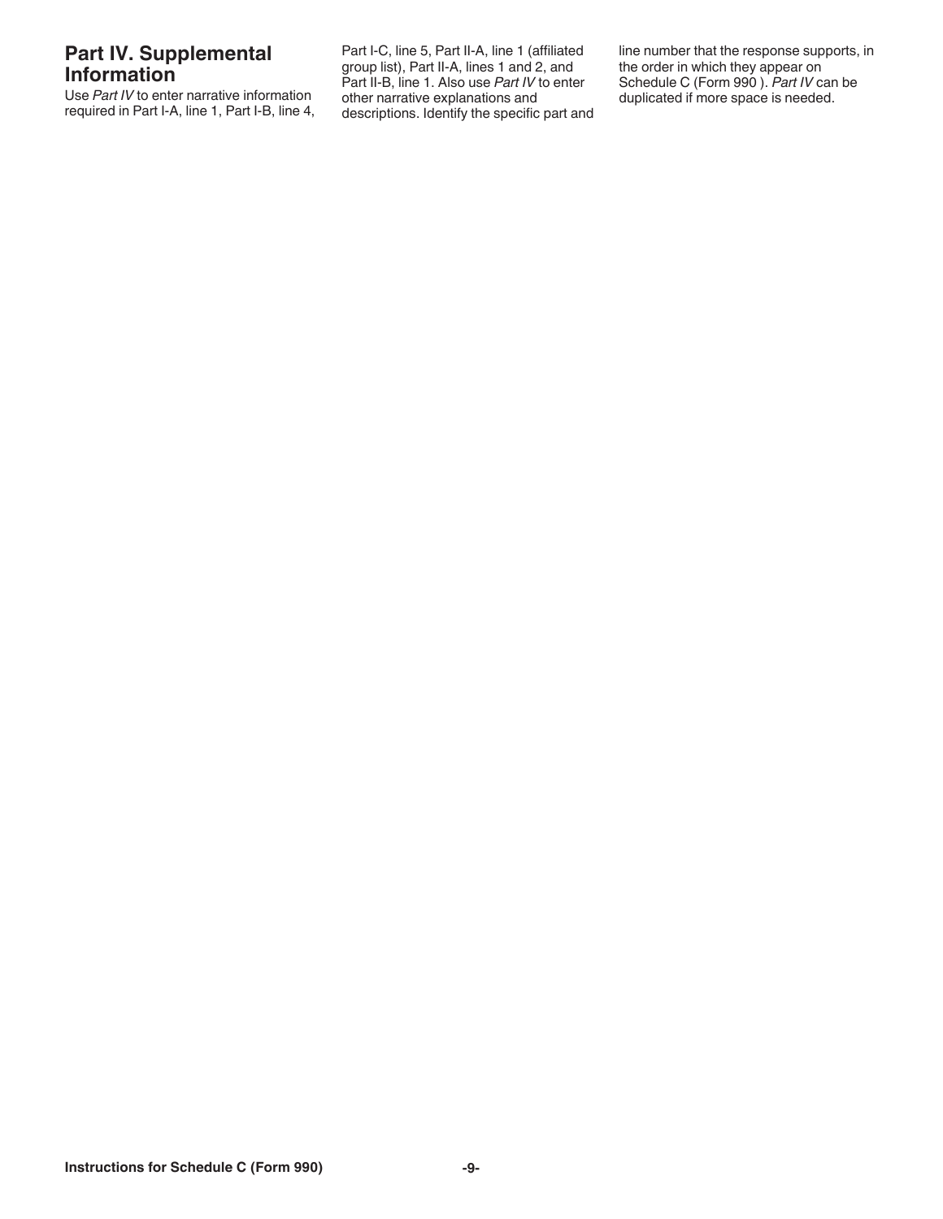## Part IV. Supplemental Information

Use *Part IV* to enter narrative information required in Part I-A, line 1, Part I-B, line 4, Part I-C, line 5, Part II-A, line 1 (affiliated group list), Part II-A, lines 1 and 2, and Part II-B, line 1. Also use *Part IV* to enter other narrative explanations and descriptions. Identify the specific part and line number that the response supports, in the order in which they appear on Schedule C (Form 990 ). *Part IV* can be duplicated if more space is needed.